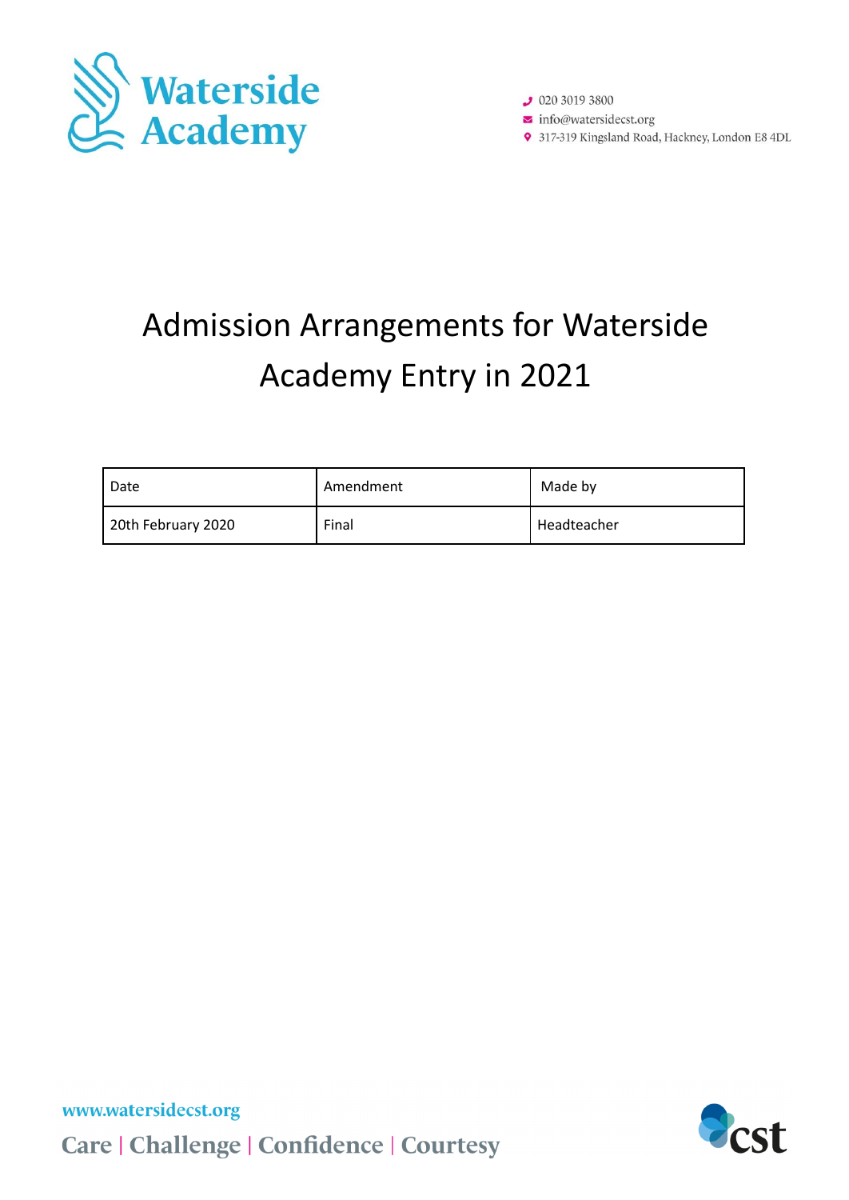Waterside Academy

020 3019 3800
info@watersidecst.org
317-319 Kingsland Road, Hackney, London E8 4DL

# Admission Arrangements for Waterside Academy Entry in 2021

| Date | Amendment | Made by |
| --- | --- | --- |
| 20th February 2020 | Final | Headteacher |

www.watersidecst.org

Care | Challenge | Confidence | Courtesy

cst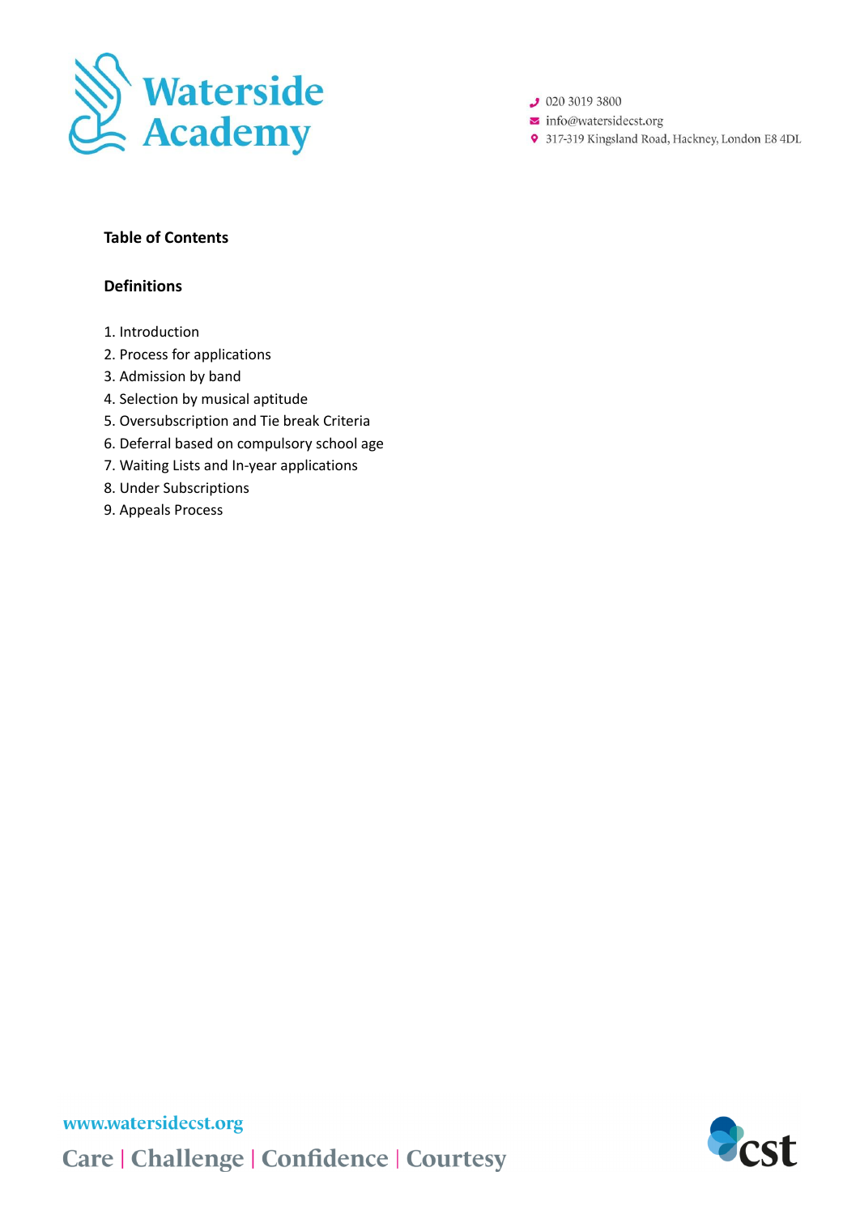**Table of Contents**

**Definitions**

1. Introduction
2. Process for applications
3. Admission by band
4. Selection by musical aptitude
5. Oversubscription and Tie break Criteria
6. Deferral based on compulsory school age
7. Waiting Lists and In-year applications
8. Under Subscriptions
9. Appeals Process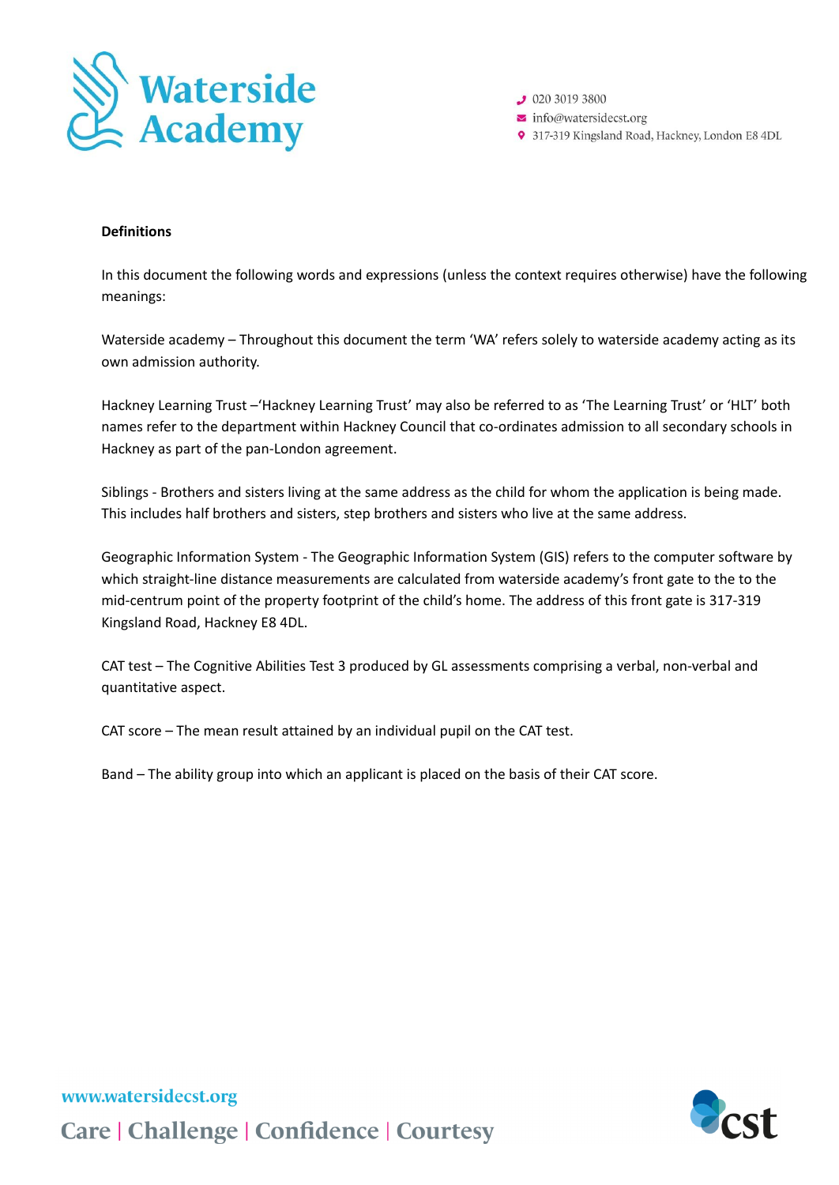**Definitions**

In this document the following words and expressions (unless the context requires otherwise) have the following meanings:

Waterside academy – Throughout this document the term 'WA' refers solely to waterside academy acting as its own admission authority.

Hackney Learning Trust –'Hackney Learning Trust' may also be referred to as 'The Learning Trust' or 'HLT' both names refer to the department within Hackney Council that co-ordinates admission to all secondary schools in Hackney as part of the pan-London agreement.

Siblings - Brothers and sisters living at the same address as the child for whom the application is being made. This includes half brothers and sisters, step brothers and sisters who live at the same address.

Geographic Information System - The Geographic Information System (GIS) refers to the computer software by which straight-line distance measurements are calculated from waterside academy's front gate to the to the mid-centrum point of the property footprint of the child's home. The address of this front gate is 317-319 Kingsland Road, Hackney E8 4DL.

CAT test – The Cognitive Abilities Test 3 produced by GL assessments comprising a verbal, non-verbal and quantitative aspect.

CAT score – The mean result attained by an individual pupil on the CAT test.

Band – The ability group into which an applicant is placed on the basis of their CAT score.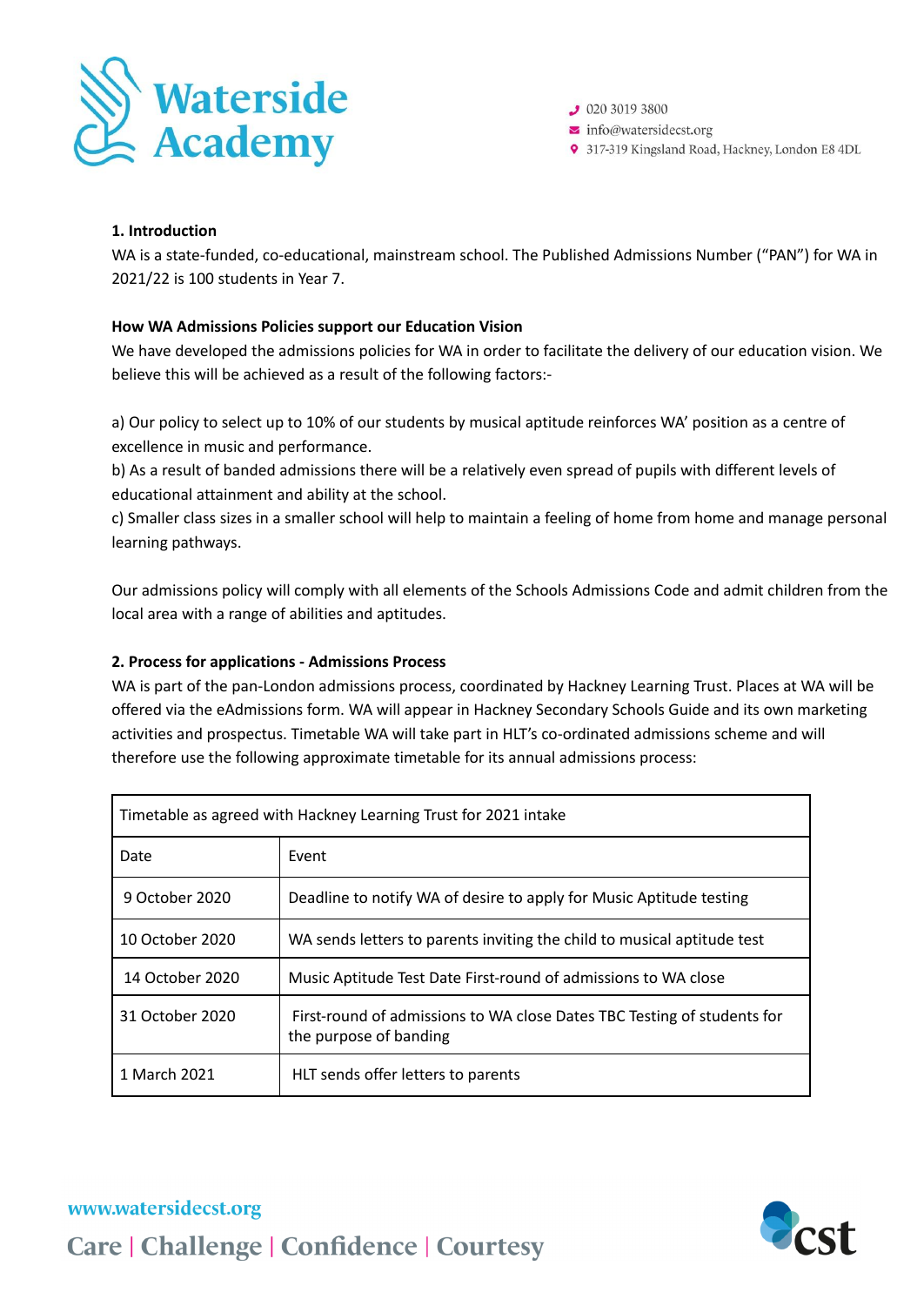### 1. Introduction

WA is a state-funded, co-educational, mainstream school. The Published Admissions Number ("PAN") for WA in 2021/22 is 100 students in Year 7.

### How WA Admissions Policies support our Education Vision

We have developed the admissions policies for WA in order to facilitate the delivery of our education vision. We believe this will be achieved as a result of the following factors:-

a) Our policy to select up to 10% of our students by musical aptitude reinforces WA' position as a centre of excellence in music and performance.
b) As a result of banded admissions there will be a relatively even spread of pupils with different levels of educational attainment and ability at the school.
c) Smaller class sizes in a smaller school will help to maintain a feeling of home from home and manage personal learning pathways.

Our admissions policy will comply with all elements of the Schools Admissions Code and admit children from the local area with a range of abilities and aptitudes.

### 2. Process for applications - Admissions Process

WA is part of the pan-London admissions process, coordinated by Hackney Learning Trust. Places at WA will be offered via the eAdmissions form. WA will appear in Hackney Secondary Schools Guide and its own marketing activities and prospectus. Timetable WA will take part in HLT's co-ordinated admissions scheme and will therefore use the following approximate timetable for its annual admissions process:

| Timetable as agreed with Hackney Learning Trust for 2021 intake | |
|---|---|
| Date | Event |
| 9 October 2020 | Deadline to notify WA of desire to apply for Music Aptitude testing |
| 10 October 2020 | WA sends letters to parents inviting the child to musical aptitude test |
| 14 October 2020 | Music Aptitude Test Date First-round of admissions to WA close |
| 31 October 2020 | First-round of admissions to WA close Dates TBC Testing of students for the purpose of banding |
| 1 March 2021 | HLT sends offer letters to parents |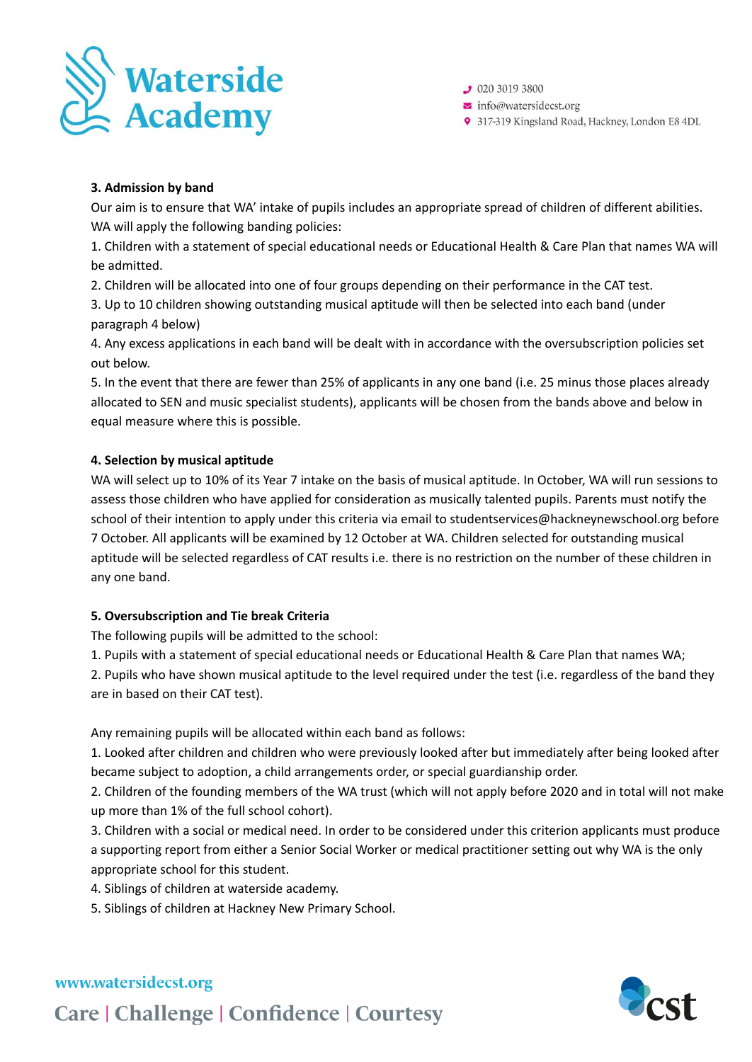### 3. Admission by band

Our aim is to ensure that WA' intake of pupils includes an appropriate spread of children of different abilities. WA will apply the following banding policies:

1. Children with a statement of special educational needs or Educational Health & Care Plan that names WA will be admitted.
2. Children will be allocated into one of four groups depending on their performance in the CAT test.
3. Up to 10 children showing outstanding musical aptitude will then be selected into each band (under paragraph 4 below)
4. Any excess applications in each band will be dealt with in accordance with the oversubscription policies set out below.
5. In the event that there are fewer than 25% of applicants in any one band (i.e. 25 minus those places already allocated to SEN and music specialist students), applicants will be chosen from the bands above and below in equal measure where this is possible.

### 4. Selection by musical aptitude

WA will select up to 10% of its Year 7 intake on the basis of musical aptitude. In October, WA will run sessions to assess those children who have applied for consideration as musically talented pupils. Parents must notify the school of their intention to apply under this criteria via email to studentservices@hackneynewschool.org before 7 October. All applicants will be examined by 12 October at WA. Children selected for outstanding musical aptitude will be selected regardless of CAT results i.e. there is no restriction on the number of these children in any one band.

### 5. Oversubscription and Tie break Criteria

The following pupils will be admitted to the school:

1. Pupils with a statement of special educational needs or Educational Health & Care Plan that names WA;
2. Pupils who have shown musical aptitude to the level required under the test (i.e. regardless of the band they are in based on their CAT test).

Any remaining pupils will be allocated within each band as follows:

1. Looked after children and children who were previously looked after but immediately after being looked after became subject to adoption, a child arrangements order, or special guardianship order.
2. Children of the founding members of the WA trust (which will not apply before 2020 and in total will not make up more than 1% of the full school cohort).
3. Children with a social or medical need. In order to be considered under this criterion applicants must produce a supporting report from either a Senior Social Worker or medical practitioner setting out why WA is the only appropriate school for this student.
4. Siblings of children at waterside academy.
5. Siblings of children at Hackney New Primary School.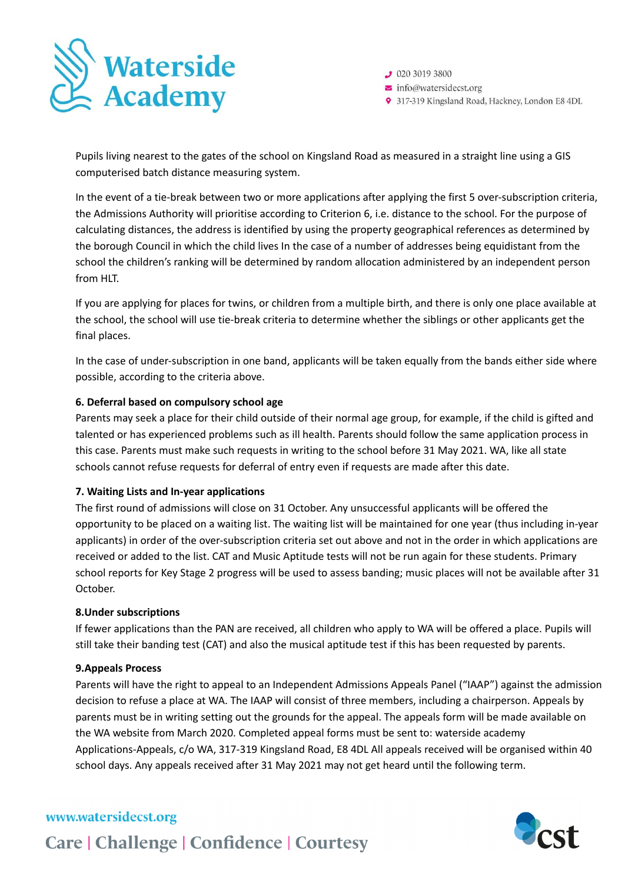Pupils living nearest to the gates of the school on Kingsland Road as measured in a straight line using a GIS computerised batch distance measuring system.

In the event of a tie-break between two or more applications after applying the first 5 over-subscription criteria, the Admissions Authority will prioritise according to Criterion 6, i.e. distance to the school. For the purpose of calculating distances, the address is identified by using the property geographical references as determined by the borough Council in which the child lives In the case of a number of addresses being equidistant from the school the children's ranking will be determined by random allocation administered by an independent person from HLT.

If you are applying for places for twins, or children from a multiple birth, and there is only one place available at the school, the school will use tie-break criteria to determine whether the siblings or other applicants get the final places.

In the case of under-subscription in one band, applicants will be taken equally from the bands either side where possible, according to the criteria above.

**6. Deferral based on compulsory school age**

Parents may seek a place for their child outside of their normal age group, for example, if the child is gifted and talented or has experienced problems such as ill health. Parents should follow the same application process in this case. Parents must make such requests in writing to the school before 31 May 2021. WA, like all state schools cannot refuse requests for deferral of entry even if requests are made after this date.

**7. Waiting Lists and In-year applications**

The first round of admissions will close on 31 October. Any unsuccessful applicants will be offered the opportunity to be placed on a waiting list. The waiting list will be maintained for one year (thus including in-year applicants) in order of the over-subscription criteria set out above and not in the order in which applications are received or added to the list. CAT and Music Aptitude tests will not be run again for these students. Primary school reports for Key Stage 2 progress will be used to assess banding; music places will not be available after 31 October.

**8.Under subscriptions**

If fewer applications than the PAN are received, all children who apply to WA will be offered a place. Pupils will still take their banding test (CAT) and also the musical aptitude test if this has been requested by parents.

**9.Appeals Process**

Parents will have the right to appeal to an Independent Admissions Appeals Panel ("IAAP") against the admission decision to refuse a place at WA. The IAAP will consist of three members, including a chairperson. Appeals by parents must be in writing setting out the grounds for the appeal. The appeals form will be made available on the WA website from March 2020. Completed appeal forms must be sent to: waterside academy Applications-Appeals, c/o WA, 317-319 Kingsland Road, E8 4DL All appeals received will be organised within 40 school days. Any appeals received after 31 May 2021 may not get heard until the following term.